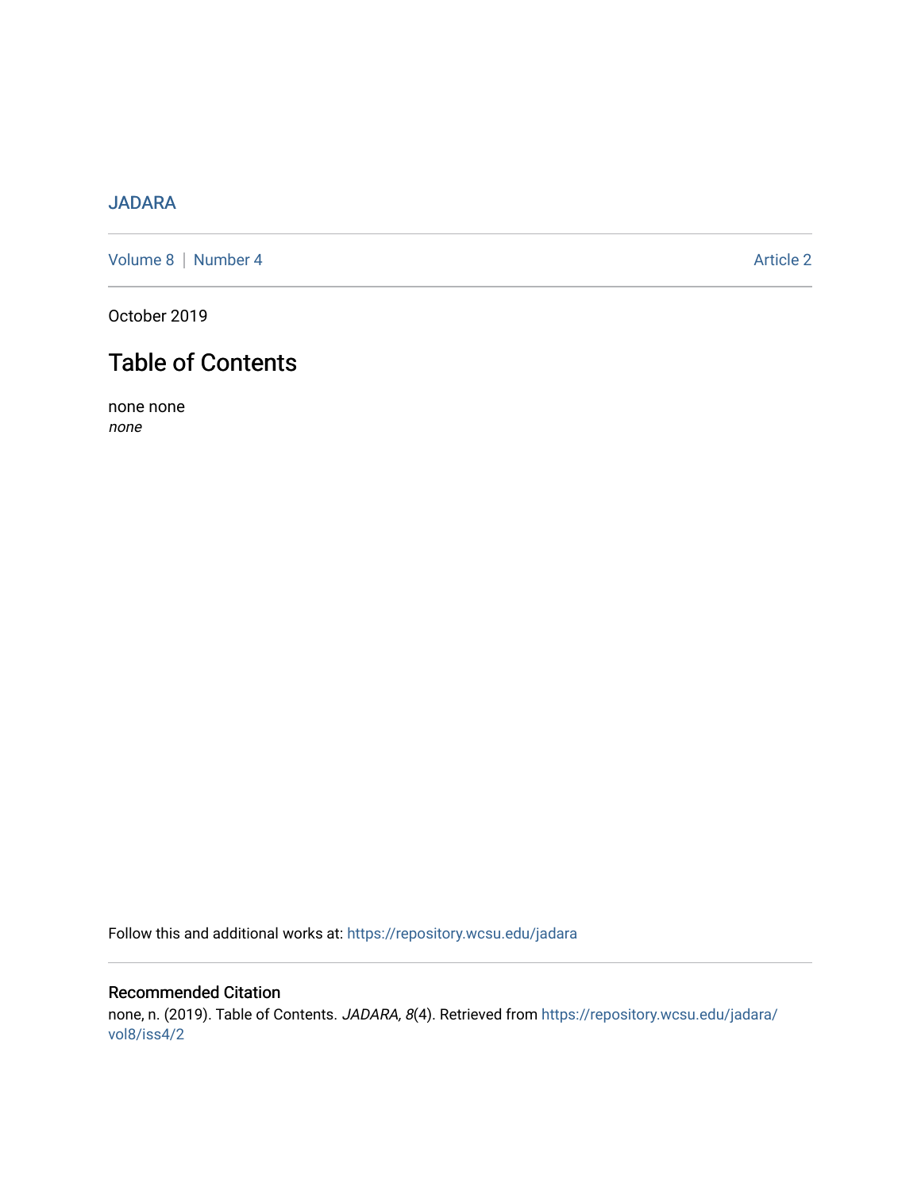JADARA

Volume 8 | Number 4 Article 2

October 2019

# Table of Contents

none none
*none*

Follow this and additional works at: https://repository.wcsu.edu/jadara

## Recommended Citation

none, n. (2019). Table of Contents. *JADARA, 8*(4). Retrieved from https://repository.wcsu.edu/jadara/vol8/iss4/2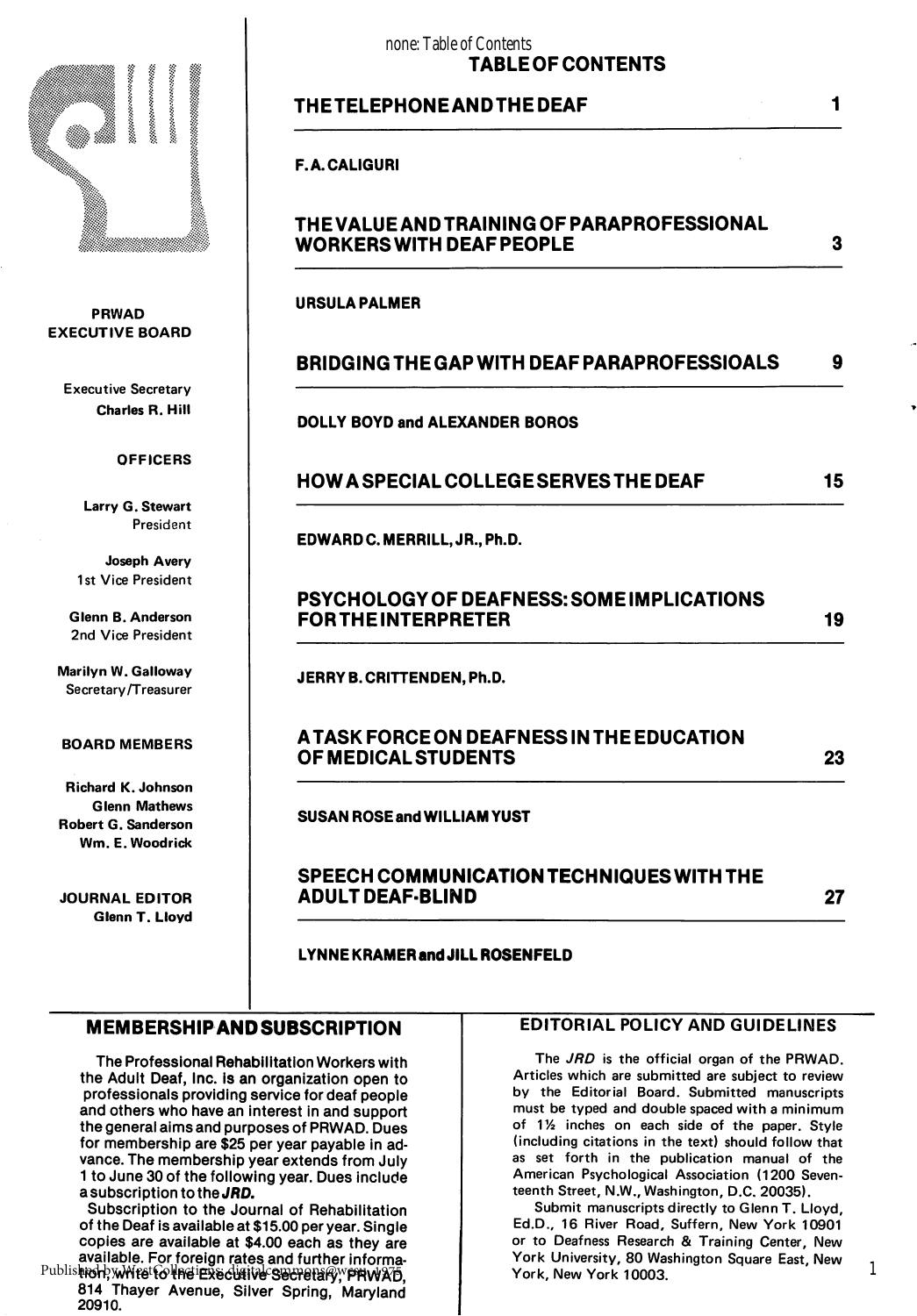none: Table of Contents

# TABLE OF CONTENTS

| | |
|---|---|
| **THE TELEPHONE AND THE DEAF** | **1** |
| F. A. CALIGURI | |
| **THE VALUE AND TRAINING OF PARAPROFESSIONAL WORKERS WITH DEAF PEOPLE** | **3** |
| URSULA PALMER | |
| **BRIDGING THE GAP WITH DEAF PARAPROFESSIOALS** | **9** |
| DOLLY BOYD and ALEXANDER BOROS | |
| **HOW A SPECIAL COLLEGE SERVES THE DEAF** | **15** |
| EDWARD C. MERRILL, JR., Ph.D. | |
| **PSYCHOLOGY OF DEAFNESS: SOME IMPLICATIONS FOR THE INTERPRETER** | **19** |
| JERRY B. CRITTENDEN, Ph.D. | |
| **A TASK FORCE ON DEAFNESS IN THE EDUCATION OF MEDICAL STUDENTS** | **23** |
| SUSAN ROSE and WILLIAM YUST | |
| **SPEECH COMMUNICATION TECHNIQUES WITH THE ADULT DEAF-BLIND** | **27** |
| LYNNE KRAMER and JILL ROSENFELD | |

**PRWAD EXECUTIVE BOARD**

Executive Secretary
**Charles R. Hill**

**OFFICERS**

**Larry G. Stewart**
President

**Joseph Avery**
1st Vice President

**Glenn B. Anderson**
2nd Vice President

**Marilyn W. Galloway**
Secretary/Treasurer

**BOARD MEMBERS**

**Richard K. Johnson**
**Glenn Mathews**
**Robert G. Sanderson**
**Wm. E. Woodrick**

**JOURNAL EDITOR**
**Glenn T. Lloyd**

## MEMBERSHIP AND SUBSCRIPTION

The Professional Rehabilitation Workers with the Adult Deaf, Inc. is an organization open to professionals providing service for deaf people and others who have an interest in and support the general aims and purposes of PRWAD. Dues for membership are $25 per year payable in advance. The membership year extends from July 1 to June 30 of the following year. Dues include a subscription to the ***JRD***.

Subscription to the Journal of Rehabilitation of the Deaf is available at $15.00 per year. Single copies are available at $4.00 each as they are available. For foreign rates and further information, write to the Executive Secretary, PRWAD, 814 Thayer Avenue, Silver Spring, Maryland 20910.

## EDITORIAL POLICY AND GUIDELINES

The *JRD* is the official organ of the PRWAD. Articles which are submitted are subject to review by the Editorial Board. Submitted manuscripts must be typed and double spaced with a minimum of 1½ inches on each side of the paper. Style (including citations in the text) should follow that as set forth in the publication manual of the American Psychological Association (1200 Seventeenth Street, N.W., Washington, D.C. 20035).

Submit manuscripts directly to Glenn T. Lloyd, Ed.D., 16 River Road, Suffern, New York 10901 or to Deafness Research & Training Center, New York University, 80 Washington Square East, New York, New York 10003.